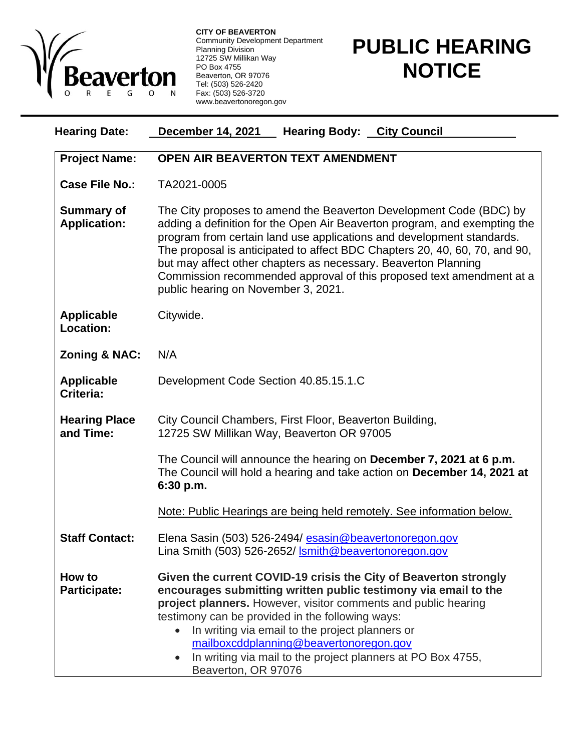**CITY OF BEAVERTON**
Community Development Department
Planning Division
12725 SW Millikan Way
PO Box 4755
Beaverton, OR 97076
Tel: (503) 526-2420
Fax: (503) 526-3720
www.beavertonoregon.gov

# PUBLIC HEARING NOTICE

**Hearing Date:** **December 14, 2021** **Hearing Body:** **City Council**

| | |
|---|---|
| **Project Name:** | **OPEN AIR BEAVERTON TEXT AMENDMENT** |
| **Case File No.:** | TA2021-0005 |
| **Summary of Application:** | The City proposes to amend the Beaverton Development Code (BDC) by adding a definition for the Open Air Beaverton program, and exempting the program from certain land use applications and development standards. The proposal is anticipated to affect BDC Chapters 20, 40, 60, 70, and 90, but may affect other chapters as necessary. Beaverton Planning Commission recommended approval of this proposed text amendment at a public hearing on November 3, 2021. |
| **Applicable Location:** | Citywide. |
| **Zoning & NAC:** | N/A |
| **Applicable Criteria:** | Development Code Section 40.85.15.1.C |
| **Hearing Place and Time:** | City Council Chambers, First Floor, Beaverton Building, 12725 SW Millikan Way, Beaverton OR 97005<br><br>The Council will announce the hearing on **December 7, 2021 at 6 p.m.** The Council will hold a hearing and take action on **December 14, 2021 at 6:30 p.m.**<br><br>Note: Public Hearings are being held remotely. See information below. |
| **Staff Contact:** | Elena Sasin (503) 526-2494/ esasin@beavertonoregon.gov<br>Lina Smith (503) 526-2652/ lsmith@beavertonoregon.gov |
| **How to Participate:** | **Given the current COVID-19 crisis the City of Beaverton strongly encourages submitting written public testimony via email to the project planners.** However, visitor comments and public hearing testimony can be provided in the following ways:<br>• In writing via email to the project planners or mailboxcddplanning@beavertonoregon.gov<br>• In writing via mail to the project planners at PO Box 4755, Beaverton, OR 97076 |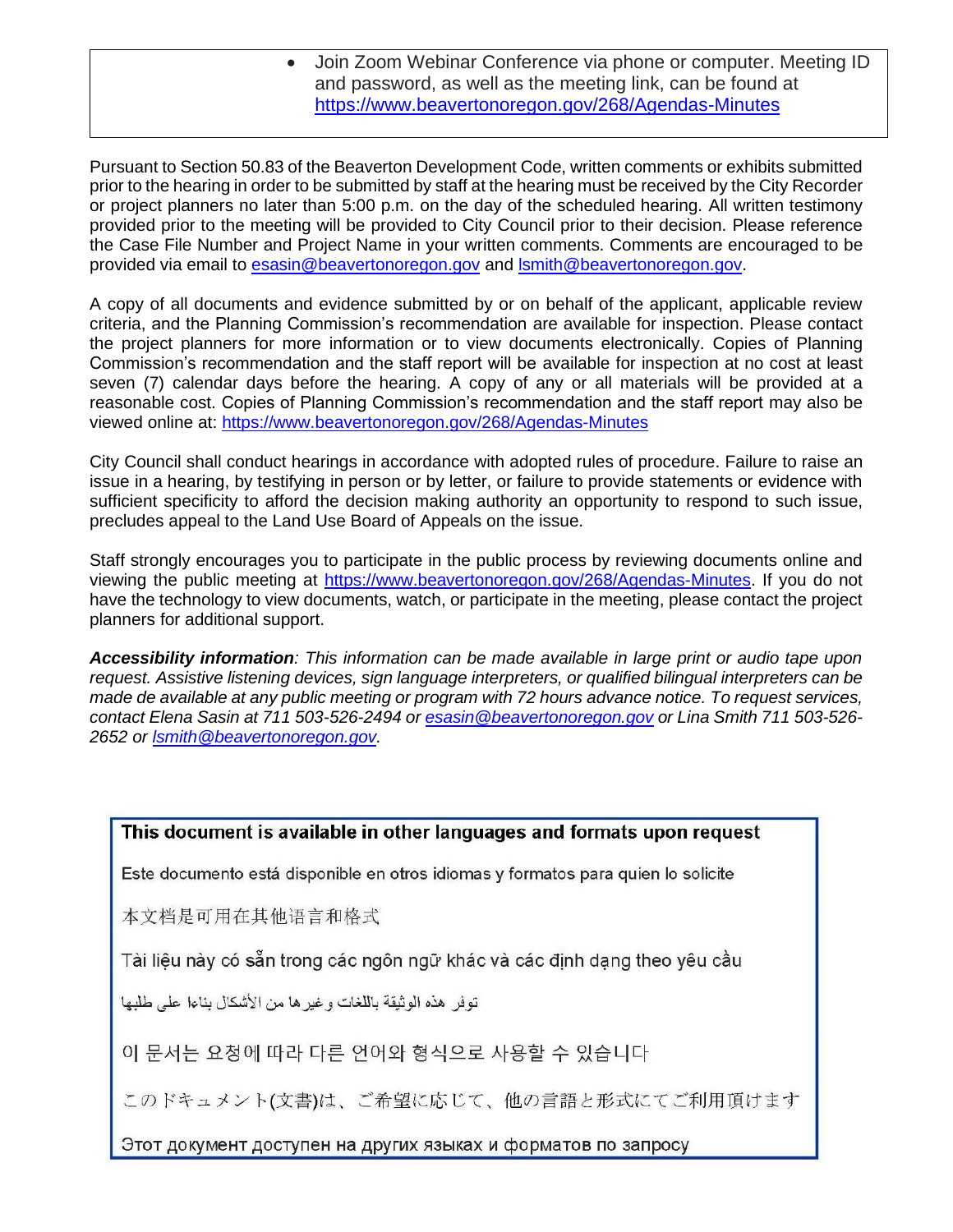- Join Zoom Webinar Conference via phone or computer. Meeting ID and password, as well as the meeting link, can be found at https://www.beavertonoregon.gov/268/Agendas-Minutes

Pursuant to Section 50.83 of the Beaverton Development Code, written comments or exhibits submitted prior to the hearing in order to be submitted by staff at the hearing must be received by the City Recorder or project planners no later than 5:00 p.m. on the day of the scheduled hearing. All written testimony provided prior to the meeting will be provided to City Council prior to their decision. Please reference the Case File Number and Project Name in your written comments. Comments are encouraged to be provided via email to esasin@beavertonoregon.gov and lsmith@beavertonoregon.gov.

A copy of all documents and evidence submitted by or on behalf of the applicant, applicable review criteria, and the Planning Commission's recommendation are available for inspection. Please contact the project planners for more information or to view documents electronically. Copies of Planning Commission's recommendation and the staff report will be available for inspection at no cost at least seven (7) calendar days before the hearing. A copy of any or all materials will be provided at a reasonable cost. Copies of Planning Commission's recommendation and the staff report may also be viewed online at: https://www.beavertonoregon.gov/268/Agendas-Minutes

City Council shall conduct hearings in accordance with adopted rules of procedure. Failure to raise an issue in a hearing, by testifying in person or by letter, or failure to provide statements or evidence with sufficient specificity to afford the decision making authority an opportunity to respond to such issue, precludes appeal to the Land Use Board of Appeals on the issue.

Staff strongly encourages you to participate in the public process by reviewing documents online and viewing the public meeting at https://www.beavertonoregon.gov/268/Agendas-Minutes. If you do not have the technology to view documents, watch, or participate in the meeting, please contact the project planners for additional support.

***Accessibility information**: This information can be made available in large print or audio tape upon request. Assistive listening devices, sign language interpreters, or qualified bilingual interpreters can be made de available at any public meeting or program with 72 hours advance notice. To request services, contact Elena Sasin at 711 503-526-2494 or esasin@beavertonoregon.gov or Lina Smith 711 503-526-2652 or lsmith@beavertonoregon.gov.*

**This document is available in other languages and formats upon request**

Este documento está disponible en otros idiomas y formatos para quien lo solicite

本文档是可用在其他语言和格式

Tài liệu này có sẵn trong các ngôn ngữ khác và các định dạng theo yêu cầu

توفر هذه الوثيقة باللغات وغيرها من الأشكال بناءا على طلبها

이 문서는 요청에 따라 다른 언어와 형식으로 사용할 수 있습니다

このドキュメント(文書)は、ご希望に応じて、他の言語と形式にてご利用頂けます

Этот документ доступен на других языках и форматов по запросу